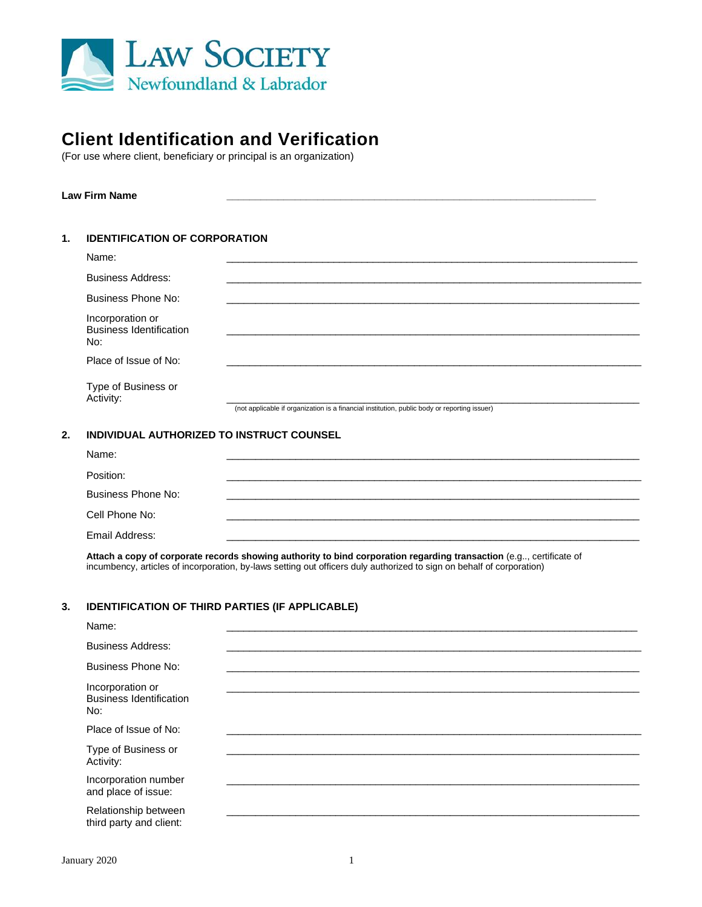LAW SOCIETY
Newfoundland & Labrador

# Client Identification and Verification

(For use where client, beneficiary or principal is an organization)

**Law Firm Name** ______________________________________________________________

## 1. IDENTIFICATION OF CORPORATION

Name: ______________________________________________________________

Business Address: ______________________________________________________________

Business Phone No: ______________________________________________________________

Incorporation or Business Identification No: ______________________________________________________________

Place of Issue of No: ______________________________________________________________

Type of Business or Activity: ______________________________________________________________
(not applicable if organization is a financial institution, public body or reporting issuer)

## 2. INDIVIDUAL AUTHORIZED TO INSTRUCT COUNSEL

Name: ______________________________________________________________

Position: ______________________________________________________________

Business Phone No: ______________________________________________________________

Cell Phone No: ______________________________________________________________

Email Address: ______________________________________________________________

**Attach a copy of corporate records showing authority to bind corporation regarding transaction** (e.g.., certificate of incumbency, articles of incorporation, by-laws setting out officers duly authorized to sign on behalf of corporation)

## 3. IDENTIFICATION OF THIRD PARTIES (IF APPLICABLE)

Name: ______________________________________________________________

Business Address: ______________________________________________________________

Business Phone No: ______________________________________________________________

Incorporation or Business Identification No: ______________________________________________________________

Place of Issue of No: ______________________________________________________________

Type of Business or Activity: ______________________________________________________________

Incorporation number and place of issue: ______________________________________________________________

Relationship between third party and client: ______________________________________________________________

January 2020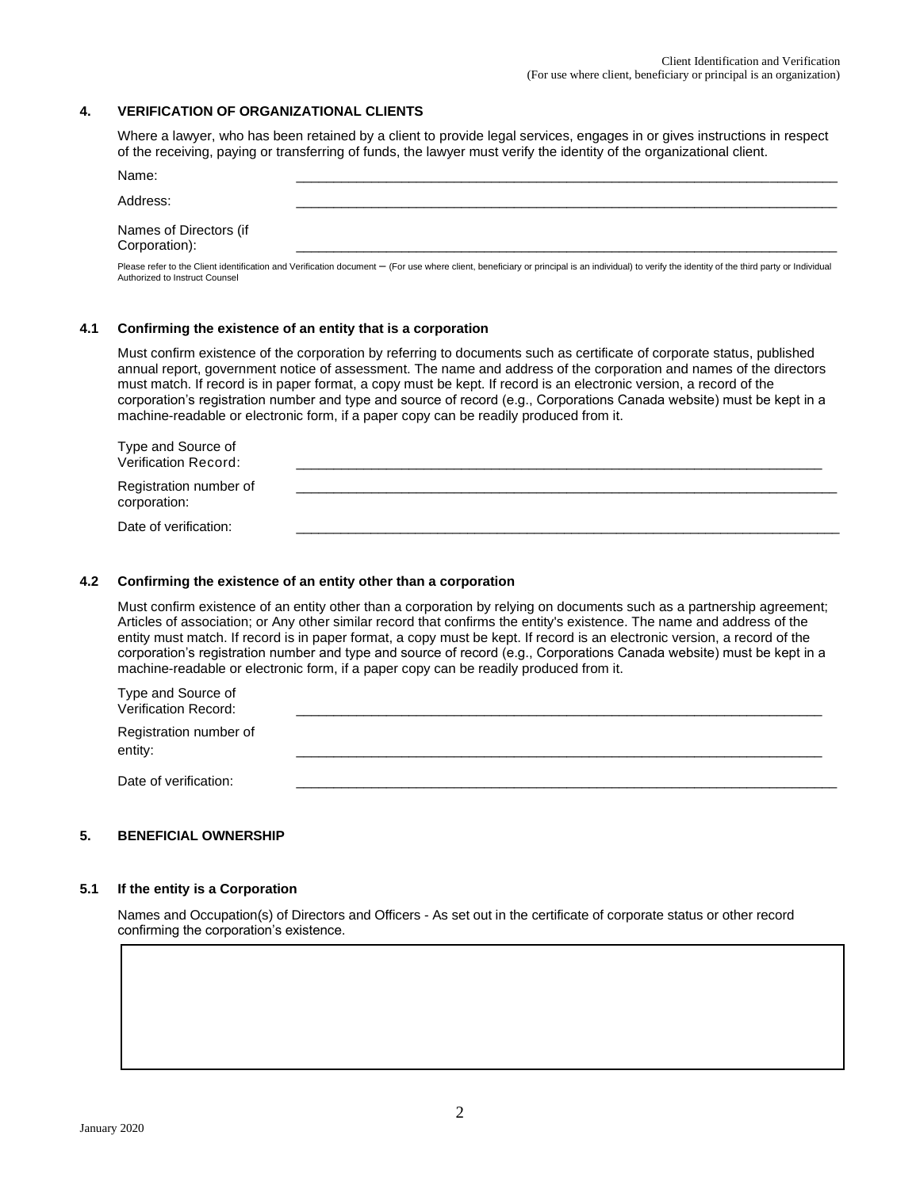## 4. VERIFICATION OF ORGANIZATIONAL CLIENTS

Where a lawyer, who has been retained by a client to provide legal services, engages in or gives instructions in respect of the receiving, paying or transferring of funds, the lawyer must verify the identity of the organizational client.

Name: ___________________________________________________________________________

Address: ___________________________________________________________________________

Names of Directors (if Corporation): ___________________________________________________________________________

Please refer to the Client identification and Verification document – (For use where client, beneficiary or principal is an individual) to verify the identity of the third party or Individual Authorized to Instruct Counsel

### 4.1 Confirming the existence of an entity that is a corporation

Must confirm existence of the corporation by referring to documents such as certificate of corporate status, published annual report, government notice of assessment. The name and address of the corporation and names of the directors must match. If record is in paper format, a copy must be kept. If record is an electronic version, a record of the corporation's registration number and type and source of record (e.g., Corporations Canada website) must be kept in a machine-readable or electronic form, if a paper copy can be readily produced from it.

Type and Source of Verification Record: ___________________________________________________________________________

Registration number of corporation: ___________________________________________________________________________

Date of verification: ___________________________________________________________________________

### 4.2 Confirming the existence of an entity other than a corporation

Must confirm existence of an entity other than a corporation by relying on documents such as a partnership agreement; Articles of association; or Any other similar record that confirms the entity's existence. The name and address of the entity must match. If record is in paper format, a copy must be kept. If record is an electronic version, a record of the corporation's registration number and type and source of record (e.g., Corporations Canada website) must be kept in a machine-readable or electronic form, if a paper copy can be readily produced from it.

Type and Source of Verification Record: ___________________________________________________________________________

Registration number of entity: ___________________________________________________________________________

Date of verification: ___________________________________________________________________________

## 5. BENEFICIAL OWNERSHIP

### 5.1 If the entity is a Corporation

Names and Occupation(s) of Directors and Officers - As set out in the certificate of corporate status or other record confirming the corporation's existence.

|   |
|---|
|   |

January 2020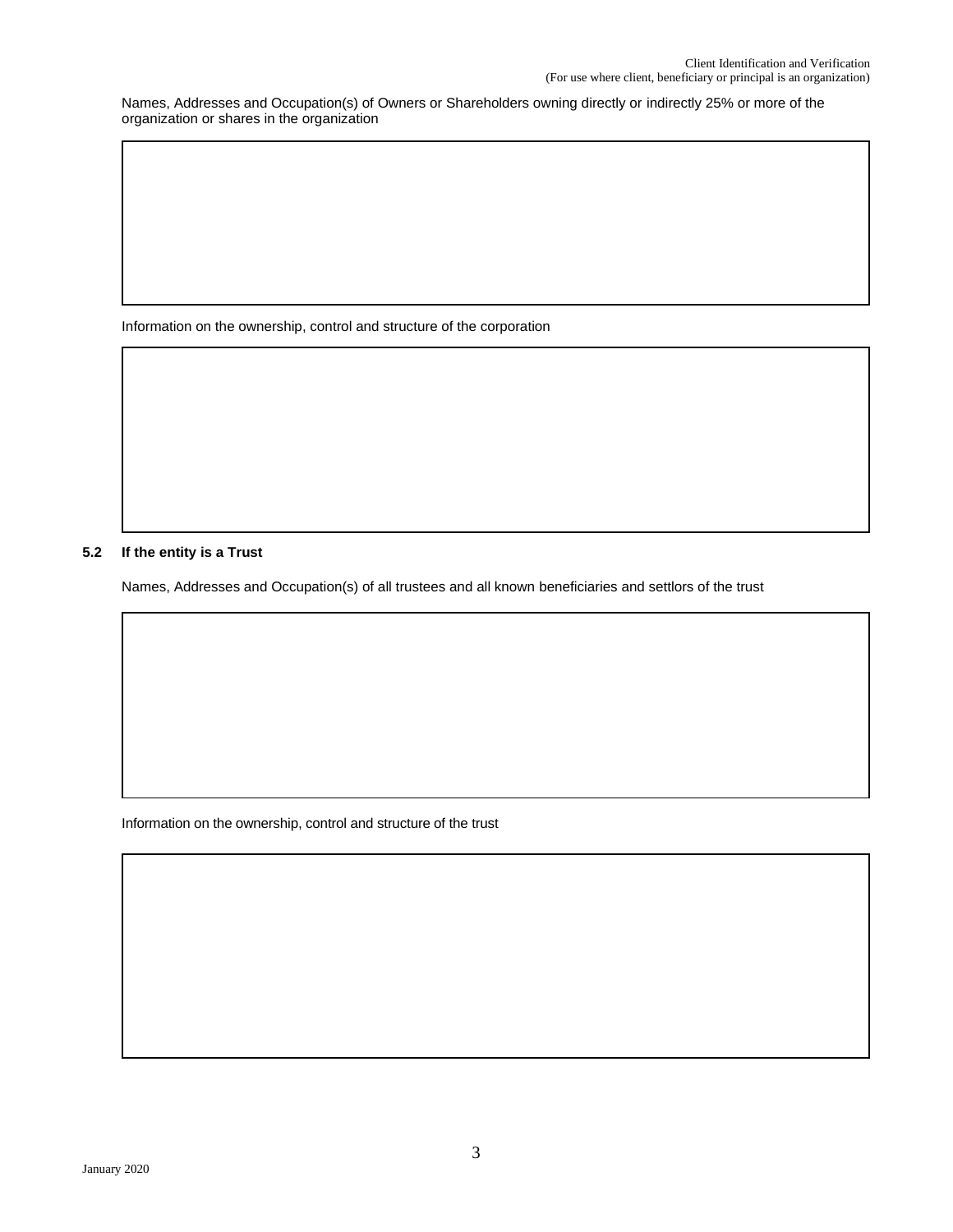Names, Addresses and Occupation(s) of Owners or Shareholders owning directly or indirectly 25% or more of the organization or shares in the organization

Information on the ownership, control and structure of the corporation

**5.2 If the entity is a Trust**

Names, Addresses and Occupation(s) of all trustees and all known beneficiaries and settlors of the trust

Information on the ownership, control and structure of the trust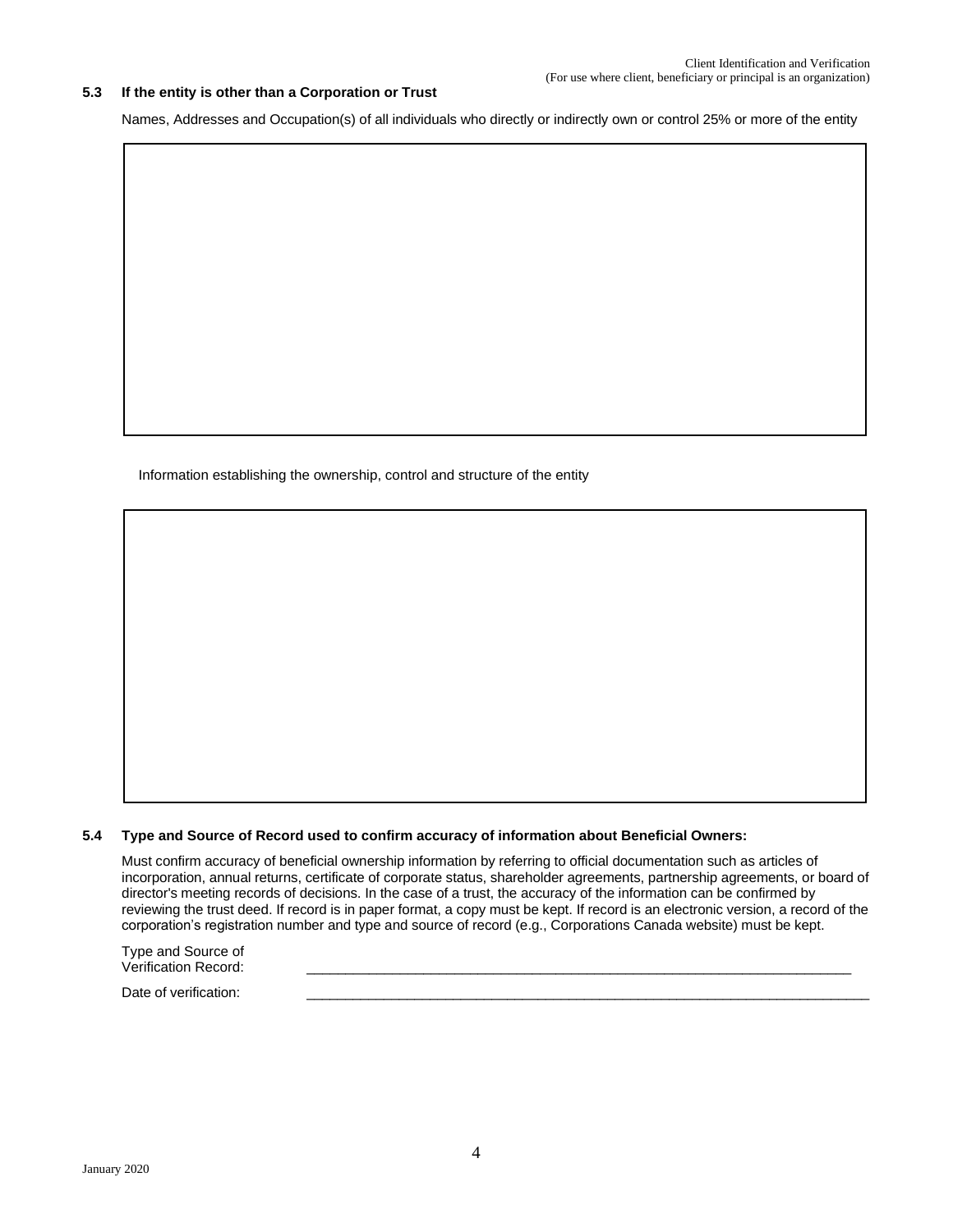### 5.3 If the entity is other than a Corporation or Trust

Names, Addresses and Occupation(s) of all individuals who directly or indirectly own or control 25% or more of the entity

Information establishing the ownership, control and structure of the entity

### 5.4 Type and Source of Record used to confirm accuracy of information about Beneficial Owners:

Must confirm accuracy of beneficial ownership information by referring to official documentation such as articles of incorporation, annual returns, certificate of corporate status, shareholder agreements, partnership agreements, or board of director's meeting records of decisions. In the case of a trust, the accuracy of the information can be confirmed by reviewing the trust deed. If record is in paper format, a copy must be kept. If record is an electronic version, a record of the corporation's registration number and type and source of record (e.g., Corporations Canada website) must be kept.

Type and Source of Verification Record: ______________________________________________

Date of verification: ______________________________________________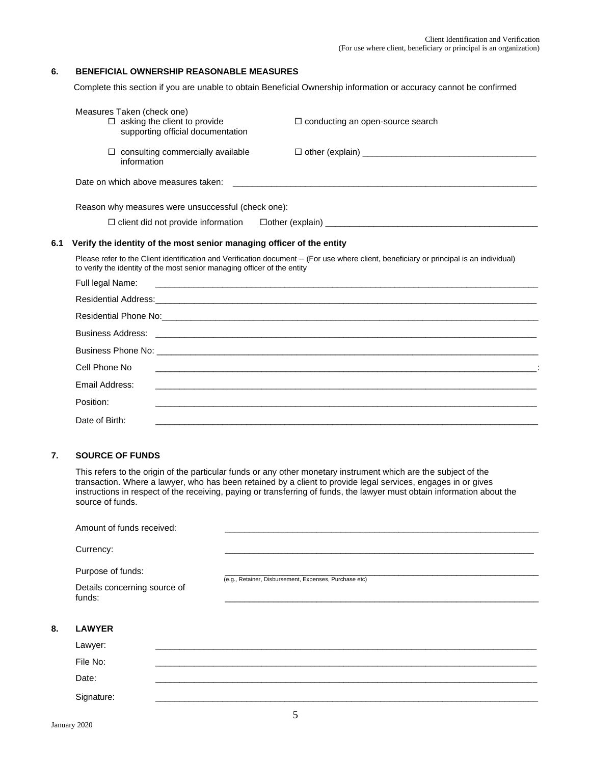## 6. BENEFICIAL OWNERSHIP REASONABLE MEASURES

Complete this section if you are unable to obtain Beneficial Ownership information or accuracy cannot be confirmed

Measures Taken (check one)

☐ asking the client to provide supporting official documentation

☐ conducting an open-source search

☐ consulting commercially available information

☐ other (explain) ___________________________________

Date on which above measures taken: _______________________________________________________________

Reason why measures were unsuccessful (check one):

☐ client did not provide information ☐other (explain) ____________________________________________

### 6.1 Verify the identity of the most senior managing officer of the entity

Please refer to the Client identification and Verification document – (For use where client, beneficiary or principal is an individual) to verify the identity of the most senior managing officer of the entity

Full legal Name: _______________________________________________________________

Residential Address: _______________________________________________________________

Residential Phone No: _______________________________________________________________

Business Address: _______________________________________________________________

Business Phone No: _______________________________________________________________

Cell Phone No _______________________________________________________________:

Email Address: _______________________________________________________________

Position: _______________________________________________________________

Date of Birth: _______________________________________________________________

## 7. SOURCE OF FUNDS

This refers to the origin of the particular funds or any other monetary instrument which are the subject of the transaction. Where a lawyer, who has been retained by a client to provide legal services, engages in or gives instructions in respect of the receiving, paying or transferring of funds, the lawyer must obtain information about the source of funds.

Amount of funds received: _______________________________________________________________

Currency: _______________________________________________________________

Purpose of funds: _______________________________________________________________
(e.g., Retainer, Disbursement, Expenses, Purchase etc)

Details concerning source of funds: _______________________________________________________________

## 8. LAWYER

Lawyer: _______________________________________________________________

File No: _______________________________________________________________

Date: _______________________________________________________________

Signature: _______________________________________________________________

January 2020